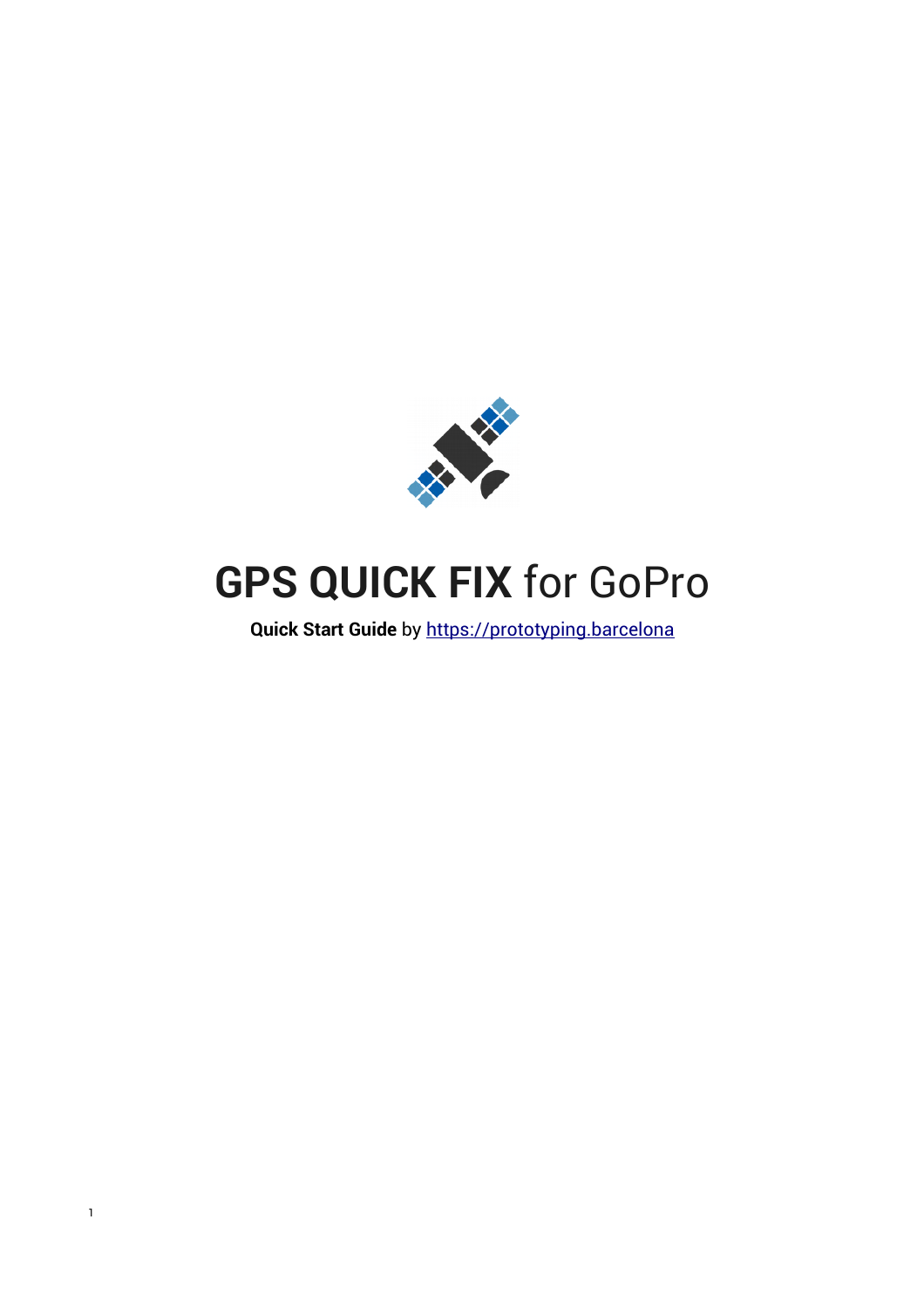# **GPS QUICK FIX** for GoPro

**Quick Start Guide** by https://prototyping.barcelona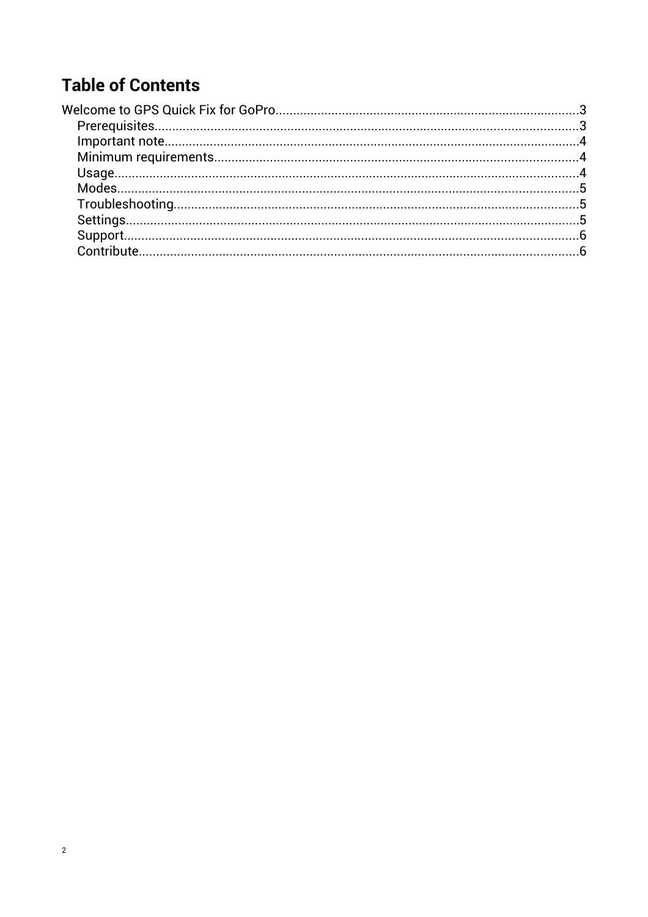# Table of Contents

Welcome to GPS Quick Fix for GoPro.....3
- Prerequisites.....3
- Important note.....4
- Minimum requirements.....4
- Usage.....4
- Modes.....5
- Troubleshooting.....5
- Settings.....5
- Support.....6
- Contribute.....6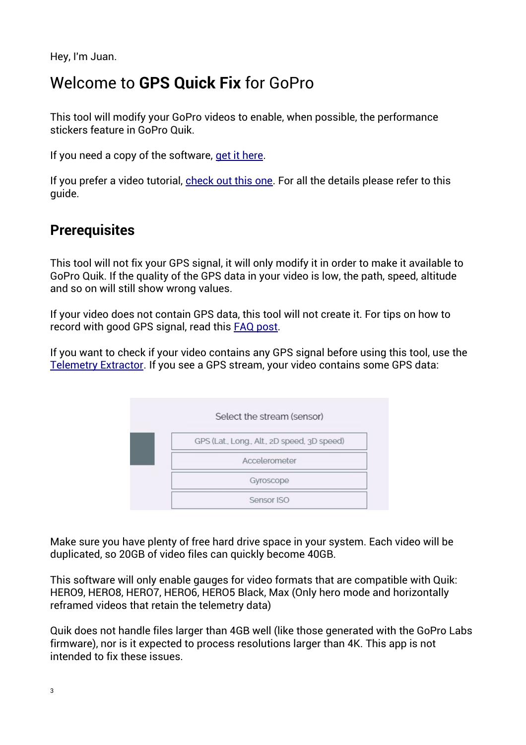Hey, I'm Juan.

# Welcome to **GPS Quick Fix** for GoPro

This tool will modify your GoPro videos to enable, when possible, the performance stickers feature in GoPro Quik.

If you need a copy of the software, get it here.

If you prefer a video tutorial, check out this one. For all the details please refer to this guide.

## Prerequisites

This tool will not fix your GPS signal, it will only modify it in order to make it available to GoPro Quik. If the quality of the GPS data in your video is low, the path, speed, altitude and so on will still show wrong values.

If your video does not contain GPS data, this tool will not create it. For tips on how to record with good GPS signal, read this FAQ post.

If you want to check if your video contains any GPS signal before using this tool, use the Telemetry Extractor. If you see a GPS stream, your video contains some GPS data:

Select the stream (sensor)

GPS (Lat., Long., Alt., 2D speed, 3D speed)

Accelerometer

Gyroscope

Sensor ISO

Make sure you have plenty of free hard drive space in your system. Each video will be duplicated, so 20GB of video files can quickly become 40GB.

This software will only enable gauges for video formats that are compatible with Quik: HERO9, HERO8, HERO7, HERO6, HERO5 Black, Max (Only hero mode and horizontally reframed videos that retain the telemetry data)

Quik does not handle files larger than 4GB well (like those generated with the GoPro Labs firmware), nor is it expected to process resolutions larger than 4K. This app is not intended to fix these issues.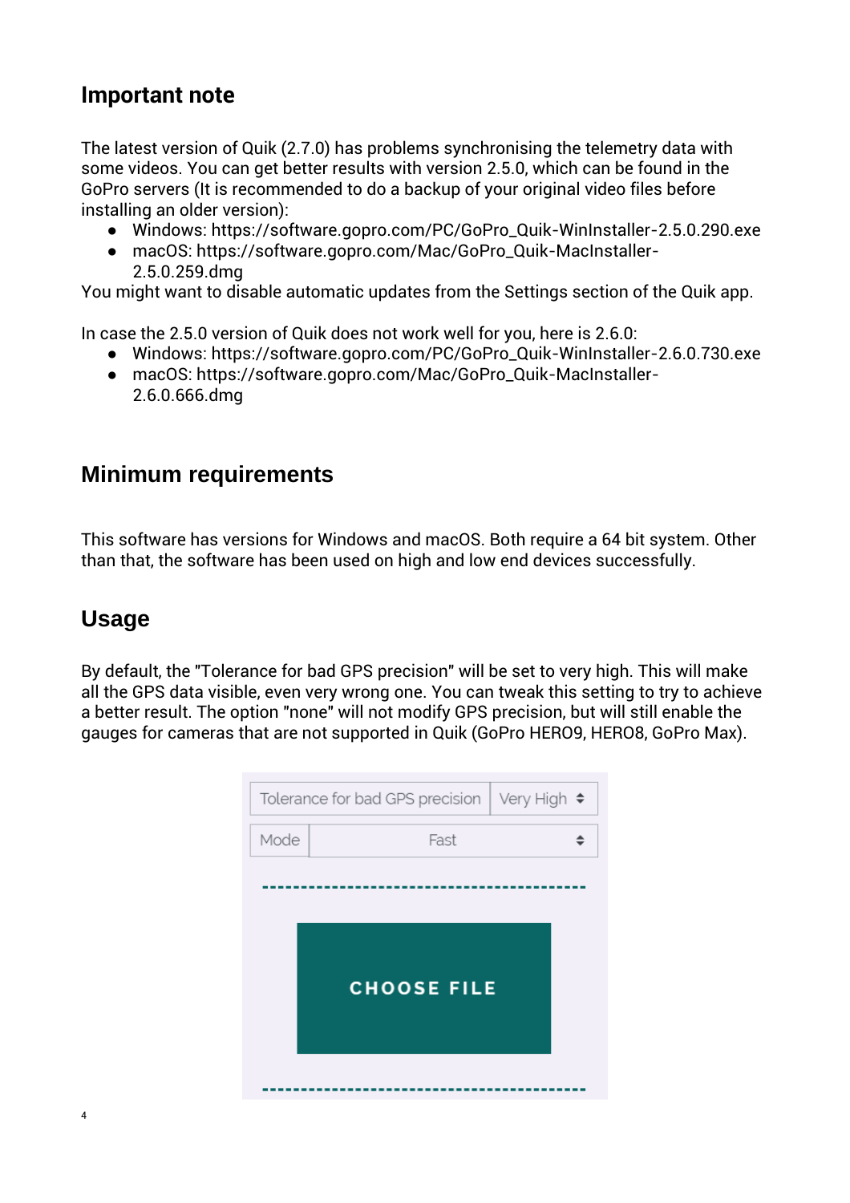## Important note

The latest version of Quik (2.7.0) has problems synchronising the telemetry data with some videos. You can get better results with version 2.5.0, which can be found in the GoPro servers (It is recommended to do a backup of your original video files before installing an older version):

- Windows: https://software.gopro.com/PC/GoPro_Quik-WinInstaller-2.5.0.290.exe
- macOS: https://software.gopro.com/Mac/GoPro_Quik-MacInstaller-2.5.0.259.dmg

You might want to disable automatic updates from the Settings section of the Quik app.

In case the 2.5.0 version of Quik does not work well for you, here is 2.6.0:

- Windows: https://software.gopro.com/PC/GoPro_Quik-WinInstaller-2.6.0.730.exe
- macOS: https://software.gopro.com/Mac/GoPro_Quik-MacInstaller-2.6.0.666.dmg

## Minimum requirements

This software has versions for Windows and macOS. Both require a 64 bit system. Other than that, the software has been used on high and low end devices successfully.

## Usage

By default, the "Tolerance for bad GPS precision" will be set to very high. This will make all the GPS data visible, even very wrong one. You can tweak this setting to try to achieve a better result. The option "none" will not modify GPS precision, but will still enable the gauges for cameras that are not supported in Quik (GoPro HERO9, HERO8, GoPro Max).

Tolerance for bad GPS precision | Very High

Mode | Fast

CHOOSE FILE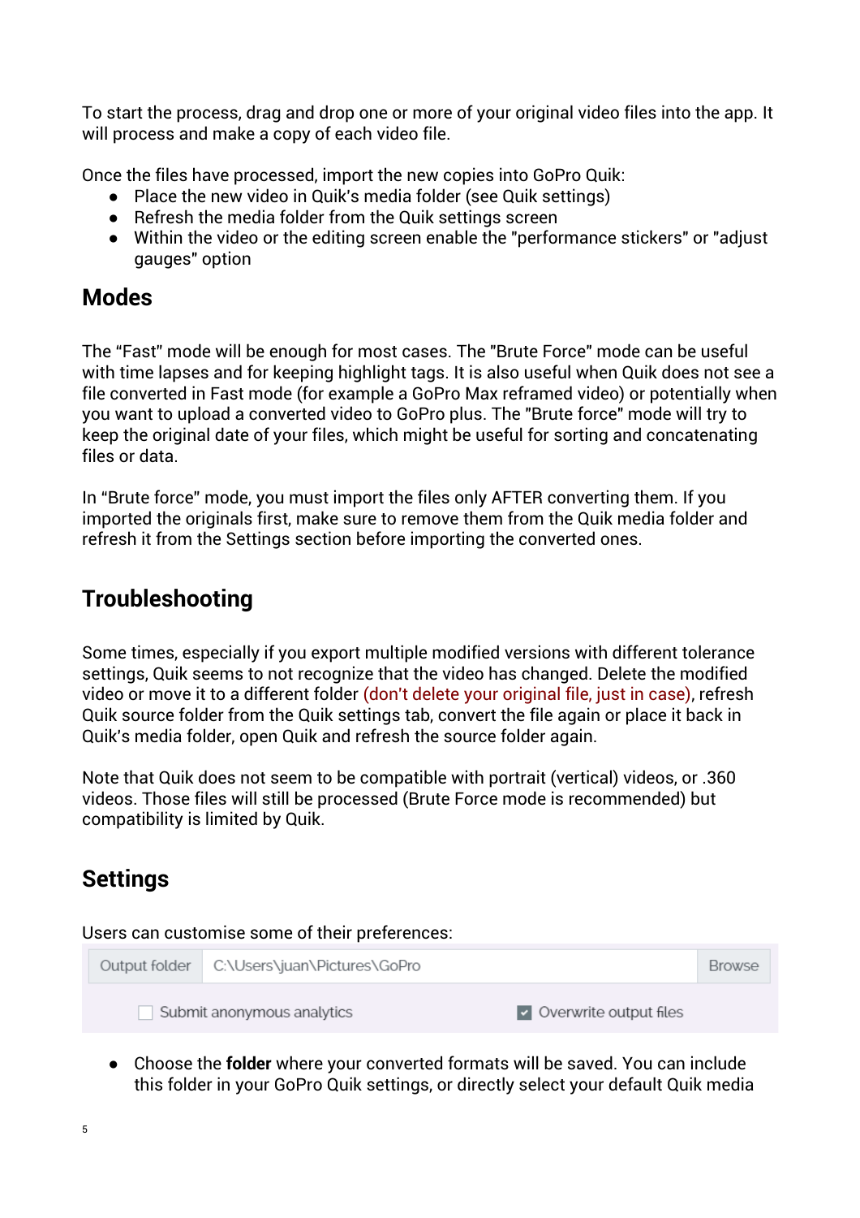To start the process, drag and drop one or more of your original video files into the app. It will process and make a copy of each video file.

Once the files have processed, import the new copies into GoPro Quik:

- Place the new video in Quik's media folder (see Quik settings)
- Refresh the media folder from the Quik settings screen
- Within the video or the editing screen enable the "performance stickers" or "adjust gauges" option

## Modes

The "Fast" mode will be enough for most cases. The "Brute Force" mode can be useful with time lapses and for keeping highlight tags. It is also useful when Quik does not see a file converted in Fast mode (for example a GoPro Max reframed video) or potentially when you want to upload a converted video to GoPro plus. The "Brute force" mode will try to keep the original date of your files, which might be useful for sorting and concatenating files or data.

In "Brute force" mode, you must import the files only AFTER converting them. If you imported the originals first, make sure to remove them from the Quik media folder and refresh it from the Settings section before importing the converted ones.

## Troubleshooting

Some times, especially if you export multiple modified versions with different tolerance settings, Quik seems to not recognize that the video has changed. Delete the modified video or move it to a different folder (don't delete your original file, just in case), refresh Quik source folder from the Quik settings tab, convert the file again or place it back in Quik's media folder, open Quik and refresh the source folder again.

Note that Quik does not seem to be compatible with portrait (vertical) videos, or .360 videos. Those files will still be processed (Brute Force mode is recommended) but compatibility is limited by Quik.

## Settings

Users can customise some of their preferences:

| | | |
|---|---|---|
| Output folder | C:\Users\juan\Pictures\GoPro | Browse |
| ☐ Submit anonymous analytics | | ☑ Overwrite output files |

- Choose the **folder** where your converted formats will be saved. You can include this folder in your GoPro Quik settings, or directly select your default Quik media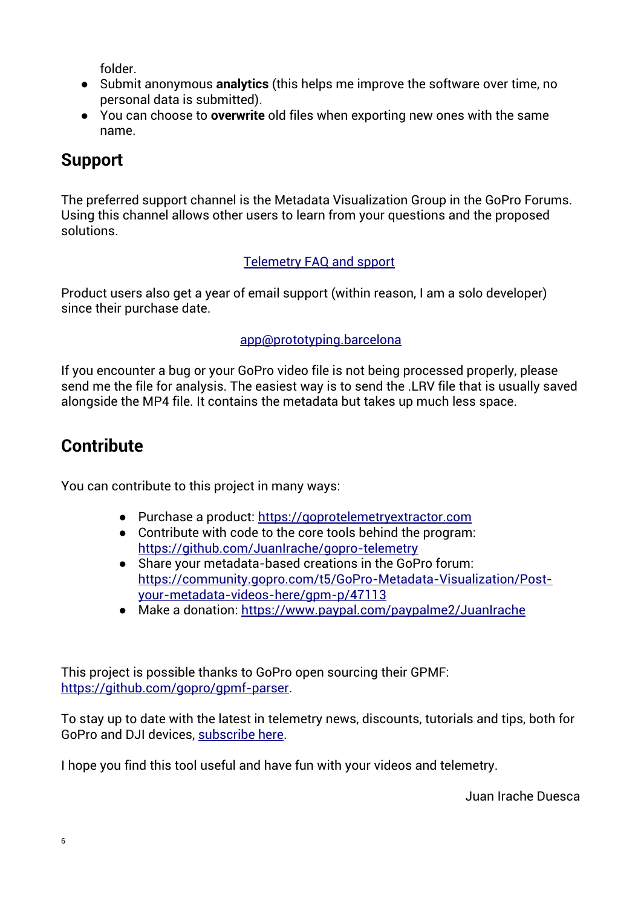folder.

- Submit anonymous **analytics** (this helps me improve the software over time, no personal data is submitted).
- You can choose to **overwrite** old files when exporting new ones with the same name.

## Support

The preferred support channel is the Metadata Visualization Group in the GoPro Forums. Using this channel allows other users to learn from your questions and the proposed solutions.

[Telemetry FAQ and spport]

Product users also get a year of email support (within reason, I am a solo developer) since their purchase date.

app@prototyping.barcelona

If you encounter a bug or your GoPro video file is not being processed properly, please send me the file for analysis. The easiest way is to send the .LRV file that is usually saved alongside the MP4 file. It contains the metadata but takes up much less space.

## Contribute

You can contribute to this project in many ways:

- Purchase a product: https://goprotelemetryextractor.com
- Contribute with code to the core tools behind the program: https://github.com/JuanIrache/gopro-telemetry
- Share your metadata-based creations in the GoPro forum: https://community.gopro.com/t5/GoPro-Metadata-Visualization/Post-your-metadata-videos-here/gpm-p/47113
- Make a donation: https://www.paypal.com/paypalme2/JuanIrache

This project is possible thanks to GoPro open sourcing their GPMF: https://github.com/gopro/gpmf-parser.

To stay up to date with the latest in telemetry news, discounts, tutorials and tips, both for GoPro and DJI devices, subscribe here.

I hope you find this tool useful and have fun with your videos and telemetry.

Juan Irache Duesca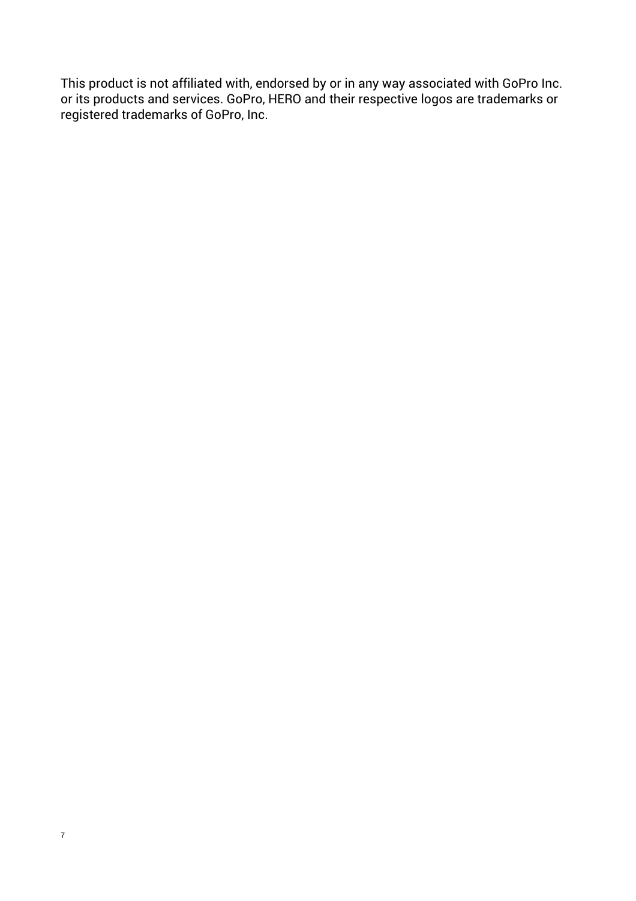This product is not affiliated with, endorsed by or in any way associated with GoPro Inc. or its products and services. GoPro, HERO and their respective logos are trademarks or registered trademarks of GoPro, Inc.